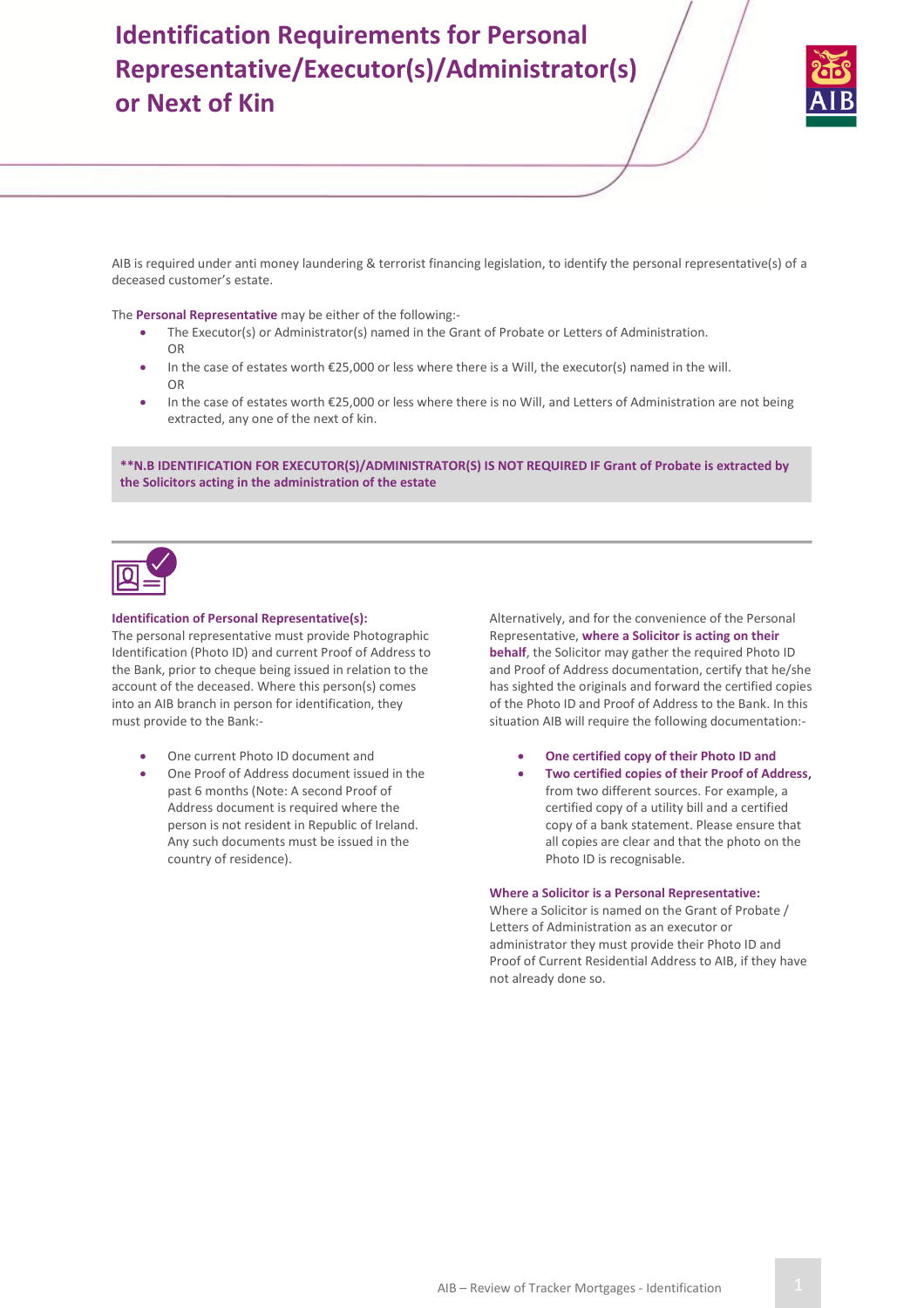# Identification Requirements for Personal Representative/Executor(s)/Administrator(s) or Next of Kin

AIB is required under anti money laundering & terrorist financing legislation, to identify the personal representative(s) of a deceased customer's estate.

The **Personal Representative** may be either of the following:-

- The Executor(s) or Administrator(s) named in the Grant of Probate or Letters of Administration.
  OR
- In the case of estates worth €25,000 or less where there is a Will, the executor(s) named in the will.
  OR
- In the case of estates worth €25,000 or less where there is no Will, and Letters of Administration are not being extracted, any one of the next of kin.

**\*\*N.B IDENTIFICATION FOR EXECUTOR(S)/ADMINISTRATOR(S) IS NOT REQUIRED IF Grant of Probate is extracted by the Solicitors acting in the administration of the estate**

**Identification of Personal Representative(s):**
The personal representative must provide Photographic Identification (Photo ID) and current Proof of Address to the Bank, prior to cheque being issued in relation to the account of the deceased. Where this person(s) comes into an AIB branch in person for identification, they must provide to the Bank:-

- One current Photo ID document and
- One Proof of Address document issued in the past 6 months (Note: A second Proof of Address document is required where the person is not resident in Republic of Ireland. Any such documents must be issued in the country of residence).

Alternatively, and for the convenience of the Personal Representative, **where a Solicitor is acting on their behalf**, the Solicitor may gather the required Photo ID and Proof of Address documentation, certify that he/she has sighted the originals and forward the certified copies of the Photo ID and Proof of Address to the Bank. In this situation AIB will require the following documentation:-

- **One certified copy of their Photo ID and**
- **Two certified copies of their Proof of Address**, from two different sources. For example, a certified copy of a utility bill and a certified copy of a bank statement. Please ensure that all copies are clear and that the photo on the Photo ID is recognisable.

**Where a Solicitor is a Personal Representative:**
Where a Solicitor is named on the Grant of Probate / Letters of Administration as an executor or administrator they must provide their Photo ID and Proof of Current Residential Address to AIB, if they have not already done so.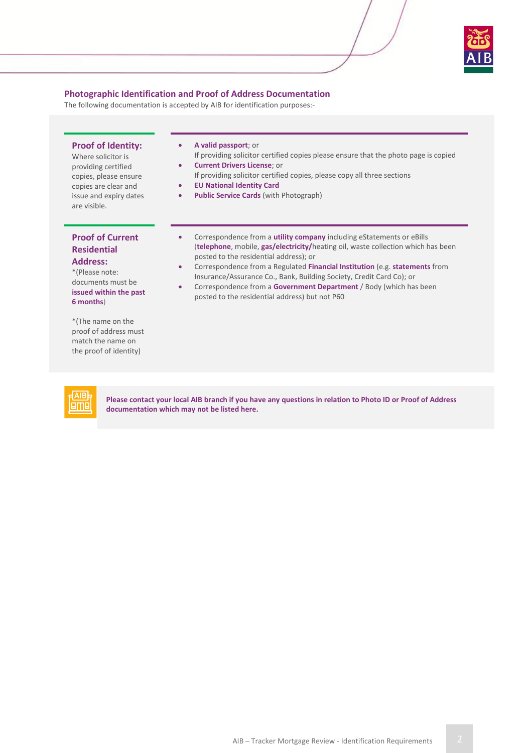## Photographic Identification and Proof of Address Documentation

The following documentation is accepted by AIB for identification purposes:-

### Proof of Identity:

Where solicitor is providing certified copies, please ensure copies are clear and issue and expiry dates are visible.

- **A valid passport**; or
  If providing solicitor certified copies please ensure that the photo page is copied
- **Current Drivers License**; or
  If providing solicitor certified copies, please copy all three sections
- **EU National Identity Card**
- **Public Service Cards** (with Photograph)

### Proof of Current Residential Address:

*(Please note: documents must be **issued within the past 6 months**)

*(The name on the proof of address must match the name on the proof of identity)

- Correspondence from a **utility company** including eStatements or eBills (**telephone**, mobile, **gas/electricity/**heating oil, waste collection which has been posted to the residential address); or
- Correspondence from a Regulated **Financial Institution** (e.g. **statements** from Insurance/Assurance Co., Bank, Building Society, Credit Card Co); or
- Correspondence from a **Government Department** / Body (which has been posted to the residential address) but not P60

**Please contact your local AIB branch if you have any questions in relation to Photo ID or Proof of Address documentation which may not be listed here.**